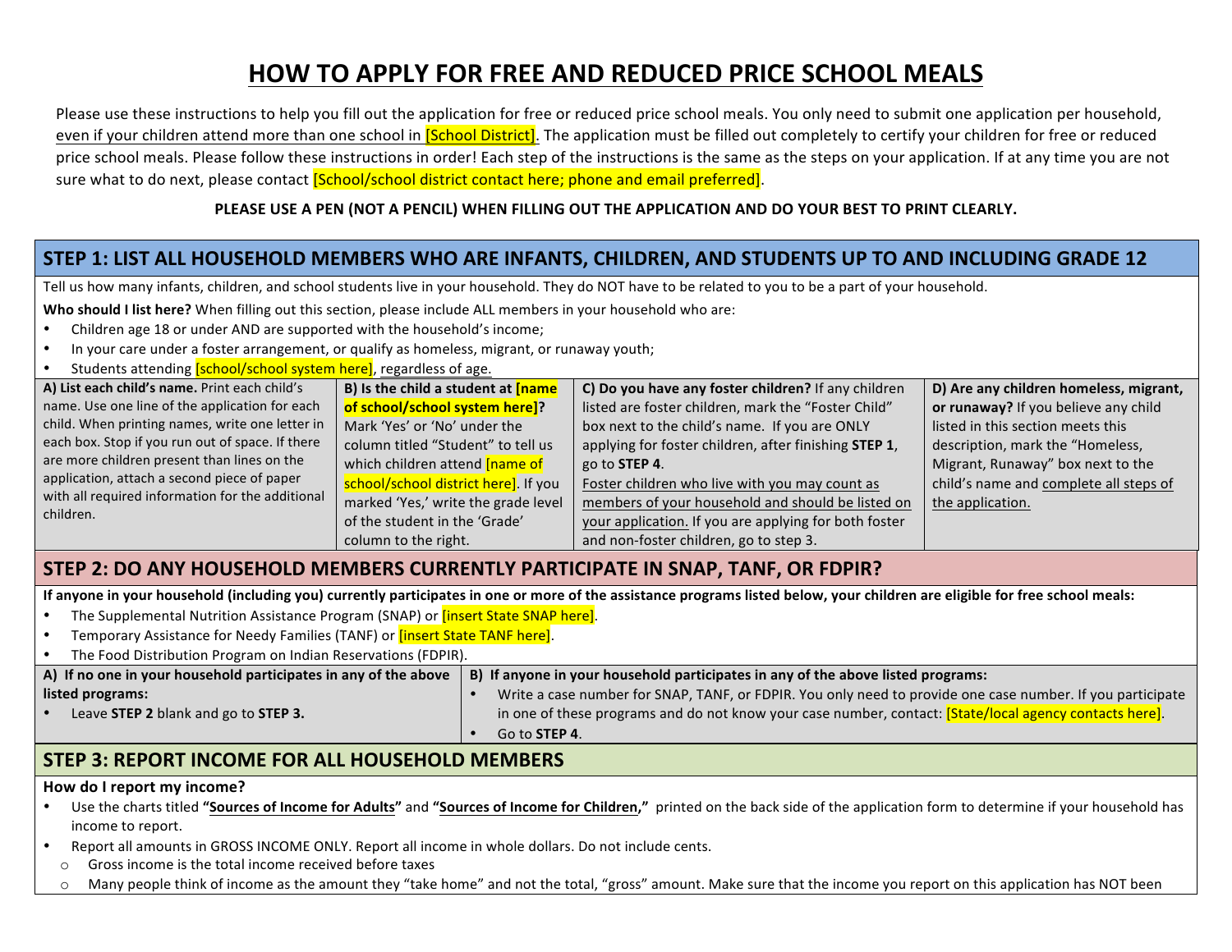# HOW TO APPLY FOR FREE AND REDUCED PRICE SCHOOL MEALS

Please use these instructions to help you fill out the application for free or reduced price school meals. You only need to submit one application per household, even if your children attend more than one school in [School District]. The application must be filled out completely to certify your children for free or reduced price school meals. Please follow these instructions in order! Each step of the instructions is the same as the steps on your application. If at any time you are not sure what to do next, please contact [School/school district contact here; phone and email preferred].

**PLEASE USE A PEN (NOT A PENCIL) WHEN FILLING OUT THE APPLICATION AND DO YOUR BEST TO PRINT CLEARLY.**

## STEP 1: LIST ALL HOUSEHOLD MEMBERS WHO ARE INFANTS, CHILDREN, AND STUDENTS UP TO AND INCLUDING GRADE 12

Tell us how many infants, children, and school students live in your household. They do NOT have to be related to you to be a part of your household.

**Who should I list here?** When filling out this section, please include ALL members in your household who are:

- Children age 18 or under AND are supported with the household's income;
- In your care under a foster arrangement, or qualify as homeless, migrant, or runaway youth;
- Students attending [school/school system here], regardless of age.

| **A) List each child's name.** Print each child's name. Use one line of the application for each child. When printing names, write one letter in each box. Stop if you run out of space. If there are more children present than lines on the application, attach a second piece of paper with all required information for the additional children. | **B) Is the child a student at [name of school/school system here]?** Mark 'Yes' or 'No' under the column titled "Student" to tell us which children attend [name of school/school district here]. If you marked 'Yes,' write the grade level of the student in the 'Grade' column to the right. | **C) Do you have any foster children?** If any children listed are foster children, mark the "Foster Child" box next to the child's name. If you are ONLY applying for foster children, after finishing **STEP 1**, go to **STEP 4**. Foster children who live with you may count as members of your household and should be listed on your application. If you are applying for both foster and non-foster children, go to step 3. | **D) Are any children homeless, migrant, or runaway?** If you believe any child listed in this section meets this description, mark the "Homeless, Migrant, Runaway" box next to the child's name and complete all steps of the application. |
|---|---|---|---|

## STEP 2: DO ANY HOUSEHOLD MEMBERS CURRENTLY PARTICIPATE IN SNAP, TANF, OR FDPIR?

**If anyone in your household (including you) currently participates in one or more of the assistance programs listed below, your children are eligible for free school meals:**

- The Supplemental Nutrition Assistance Program (SNAP) or [insert State SNAP here].
- Temporary Assistance for Needy Families (TANF) or [insert State TANF here].
- The Food Distribution Program on Indian Reservations (FDPIR).

| **A) If no one in your household participates in any of the above listed programs:** | **B) If anyone in your household participates in any of the above listed programs:** |
|---|---|
| • Leave **STEP 2** blank and go to **STEP 3.** | • Write a case number for SNAP, TANF, or FDPIR. You only need to provide one case number. If you participate in one of these programs and do not know your case number, contact: [State/local agency contacts here].<br>• Go to **STEP 4**. |

## STEP 3: REPORT INCOME FOR ALL HOUSEHOLD MEMBERS

**How do I report my income?**

- Use the charts titled **"Sources of Income for Adults"** and **"Sources of Income for Children,"** printed on the back side of the application form to determine if your household has income to report.
- Report all amounts in GROSS INCOME ONLY. Report all income in whole dollars. Do not include cents.
  - Gross income is the total income received before taxes
  - Many people think of income as the amount they "take home" and not the total, "gross" amount. Make sure that the income you report on this application has NOT been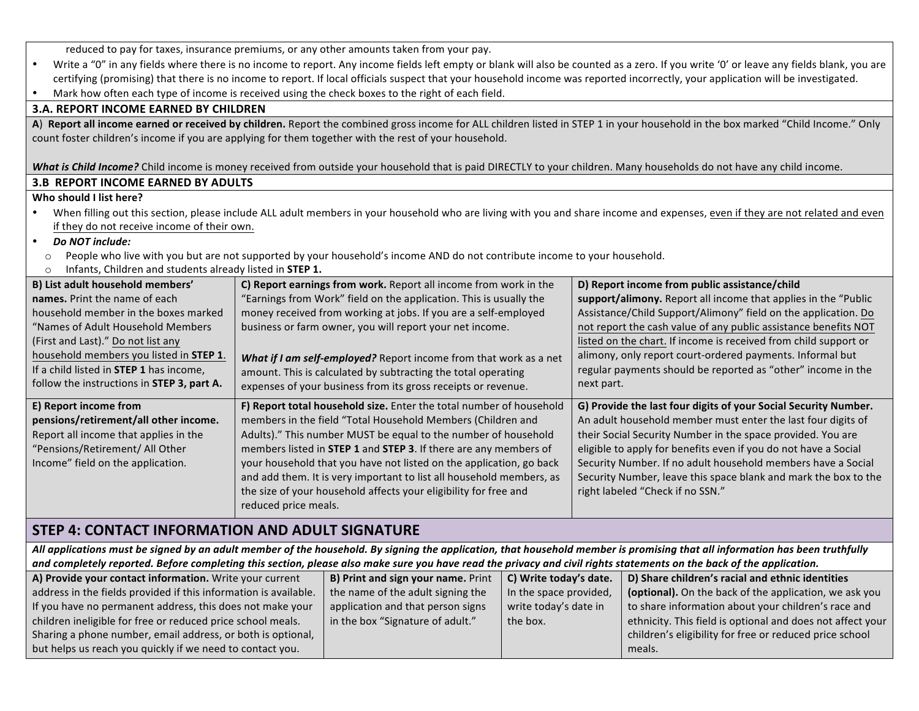reduced to pay for taxes, insurance premiums, or any other amounts taken from your pay.

- Write a "0" in any fields where there is no income to report. Any income fields left empty or blank will also be counted as a zero. If you write '0' or leave any fields blank, you are certifying (promising) that there is no income to report. If local officials suspect that your household income was reported incorrectly, your application will be investigated.
- Mark how often each type of income is received using the check boxes to the right of each field.

### 3.A. REPORT INCOME EARNED BY CHILDREN

A) **Report all income earned or received by children.** Report the combined gross income for ALL children listed in STEP 1 in your household in the box marked "Child Income." Only count foster children's income if you are applying for them together with the rest of your household.

***What is Child Income?*** Child income is money received from outside your household that is paid DIRECTLY to your children. Many households do not have any child income.

### 3.B REPORT INCOME EARNED BY ADULTS

**Who should I list here?**

- When filling out this section, please include ALL adult members in your household who are living with you and share income and expenses, even if they are not related and even if they do not receive income of their own.
- ***Do NOT include:***
  - People who live with you but are not supported by your household's income AND do not contribute income to your household.
  - Infants, Children and students already listed in **STEP 1.**

| | | |
|---|---|---|
| **B) List adult household members' names.** Print the name of each household member in the boxes marked "Names of Adult Household Members (First and Last)." Do not list any household members you listed in **STEP 1**. If a child listed in **STEP 1** has income, follow the instructions in **STEP 3, part A.** | **C) Report earnings from work.** Report all income from work in the "Earnings from Work" field on the application. This is usually the money received from working at jobs. If you are a self-employed business or farm owner, you will report your net income.<br><br>***What if I am self-employed?*** Report income from that work as a net amount. This is calculated by subtracting the total operating expenses of your business from its gross receipts or revenue. | **D) Report income from public assistance/child support/alimony.** Report all income that applies in the "Public Assistance/Child Support/Alimony" field on the application. Do not report the cash value of any public assistance benefits NOT listed on the chart. If income is received from child support or alimony, only report court-ordered payments. Informal but regular payments should be reported as "other" income in the next part. |
| **E) Report income from pensions/retirement/all other income.** Report all income that applies in the "Pensions/Retirement/ All Other Income" field on the application. | **F) Report total household size.** Enter the total number of household members in the field "Total Household Members (Children and Adults)." This number MUST be equal to the number of household members listed in **STEP 1** and **STEP 3**. If there are any members of your household that you have not listed on the application, go back and add them. It is very important to list all household members, as the size of your household affects your eligibility for free and reduced price meals. | **G) Provide the last four digits of your Social Security Number.** An adult household member must enter the last four digits of their Social Security Number in the space provided. You are eligible to apply for benefits even if you do not have a Social Security Number. If no adult household members have a Social Security Number, leave this space blank and mark the box to the right labeled "Check if no SSN." |

## STEP 4: CONTACT INFORMATION AND ADULT SIGNATURE

***All applications must be signed by an adult member of the household. By signing the application, that household member is promising that all information has been truthfully and completely reported. Before completing this section, please also make sure you have read the privacy and civil rights statements on the back of the application.***

| | | | |
|---|---|---|---|
| **A) Provide your contact information.** Write your current address in the fields provided if this information is available. If you have no permanent address, this does not make your children ineligible for free or reduced price school meals. Sharing a phone number, email address, or both is optional, but helps us reach you quickly if we need to contact you. | **B) Print and sign your name.** Print the name of the adult signing the application and that person signs in the box "Signature of adult." | **C) Write today's date.** In the space provided, write today's date in the box. | **D) Share children's racial and ethnic identities (optional).** On the back of the application, we ask you to share information about your children's race and ethnicity. This field is optional and does not affect your children's eligibility for free or reduced price school meals. |